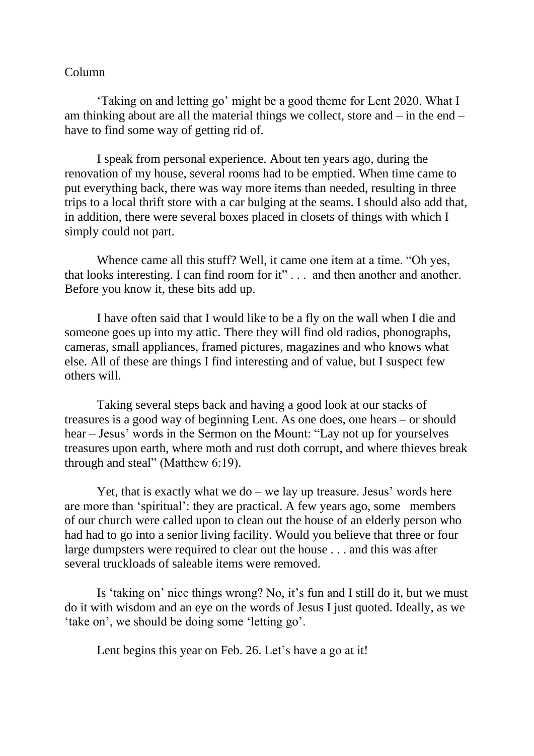Column

'Taking on and letting go' might be a good theme for Lent 2020. What I am thinking about are all the material things we collect, store and – in the end – have to find some way of getting rid of.

I speak from personal experience. About ten years ago, during the renovation of my house, several rooms had to be emptied. When time came to put everything back, there was way more items than needed, resulting in three trips to a local thrift store with a car bulging at the seams. I should also add that, in addition, there were several boxes placed in closets of things with which I simply could not part.

Whence came all this stuff? Well, it came one item at a time. "Oh yes, that looks interesting. I can find room for it" . . . and then another and another. Before you know it, these bits add up.

I have often said that I would like to be a fly on the wall when I die and someone goes up into my attic. There they will find old radios, phonographs, cameras, small appliances, framed pictures, magazines and who knows what else. All of these are things I find interesting and of value, but I suspect few others will.

Taking several steps back and having a good look at our stacks of treasures is a good way of beginning Lent. As one does, one hears – or should hear – Jesus' words in the Sermon on the Mount: "Lay not up for yourselves treasures upon earth, where moth and rust doth corrupt, and where thieves break through and steal" (Matthew 6:19).

Yet, that is exactly what we do – we lay up treasure. Jesus' words here are more than 'spiritual': they are practical. A few years ago, some members of our church were called upon to clean out the house of an elderly person who had had to go into a senior living facility. Would you believe that three or four large dumpsters were required to clear out the house . . . and this was after several truckloads of saleable items were removed.

Is 'taking on' nice things wrong? No, it's fun and I still do it, but we must do it with wisdom and an eye on the words of Jesus I just quoted. Ideally, as we 'take on', we should be doing some 'letting go'.

Lent begins this year on Feb. 26. Let's have a go at it!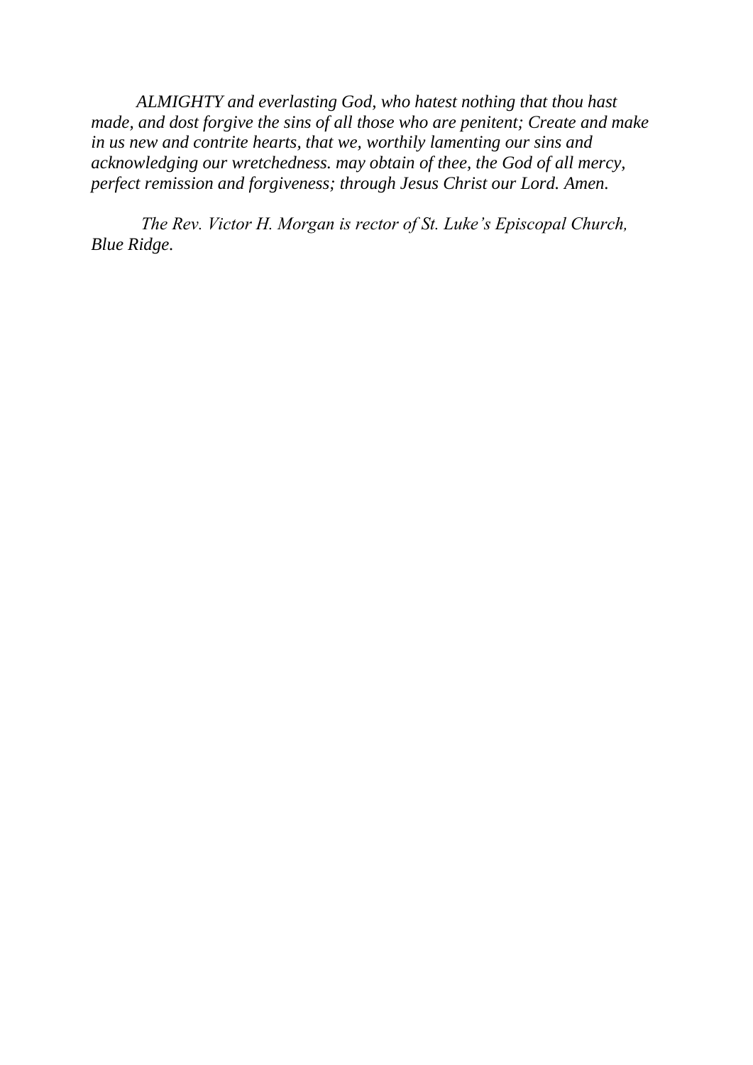*ALMIGHTY and everlasting God, who hatest nothing that thou hast made, and dost forgive the sins of all those who are penitent; Create and make in us new and contrite hearts, that we, worthily lamenting our sins and acknowledging our wretchedness. may obtain of thee, the God of all mercy, perfect remission and forgiveness; through Jesus Christ our Lord. Amen.*

*The Rev. Victor H. Morgan is rector of St. Luke's Episcopal Church, Blue Ridge.*